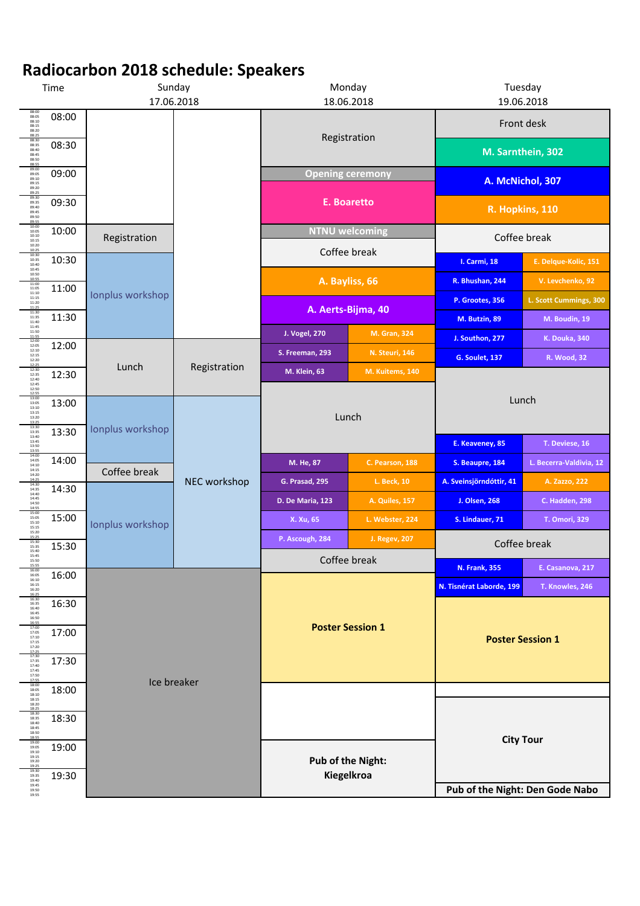# Radiocarbon 2018 schedule: Speakers

| Time | Sunday 17.06.2018 | | Monday 18.06.2018 | | Tuesday 19.06.2018 | |
|---|---|---|---|---|---|---|
| 08:00 | | | Registration | | Front desk | |
| 08:30 | | | | | M. Sarnthein, 302 | |
| 09:00 | | | Opening ceremony | | A. McNichol, 307 | |
| 09:30 | | | E. Boaretto | | R. Hopkins, 110 | |
| 10:00 | Registration | | NTNU welcoming | | Coffee break | |
| 10:15 | | | Coffee break | | | |
| 10:30 | Ionplus workshop | | | | I. Carmi, 18 | E. Delque-Kolic, 151 |
| 10:45 | | | A. Bayliss, 66 | | R. Bhushan, 244 | V. Levchenko, 92 |
| 11:00 | | | | | P. Grootes, 356 | L. Scott Cummings, 300 |
| 11:15 | | | A. Aerts-Bijma, 40 | | M. Butzin, 89 | M. Boudin, 19 |
| 11:30 | | | J. Vogel, 270 | M. Gran, 324 | J. Southon, 277 | K. Douka, 340 |
| 11:45 | | | S. Freeman, 293 | N. Steuri, 146 | G. Soulet, 137 | R. Wood, 32 |
| 12:00 | Lunch | Registration | M. Klein, 63 | M. Kuitems, 140 | Lunch | |
| 12:30 | | | Lunch | | | |
| 13:00 | Ionplus workshop | NEC workshop | | | | |
| 13:30 | | | | | E. Keaveney, 85 | T. Deviese, 16 |
| 14:00 | Coffee break | | M. He, 87 | C. Pearson, 188 | S. Beaupre, 184 | L. Becerra-Valdivia, 12 |
| 14:15 | Ionplus workshop | | G. Prasad, 295 | L. Beck, 10 | A. Sveinsjörndóttir, 41 | A. Zazzo, 222 |
| 14:30 | | | D. De Maria, 123 | A. Quiles, 157 | J. Olsen, 268 | C. Hadden, 298 |
| 14:45 | | | X. Xu, 65 | L. Webster, 224 | S. Lindauer, 71 | T. Omori, 329 |
| 15:00 | | | P. Ascough, 284 | J. Regev, 207 | Coffee break | |
| 15:30 | | | Coffee break | | | |
| 15:45 | Ice breaker | | | | N. Frank, 355 | E. Casanova, 217 |
| 16:00 | | | Poster Session 1 | | N. Tisnérat Laborde, 199 | T. Knowles, 246 |
| 16:30 | | | | | Poster Session 1 | |
| 17:00 | | | | | | |
| 17:30 | | | | | | |
| 18:00 | | | | | | |
| 18:30 | | | | | City Tour | |
| 19:00 | | | Pub of the Night: Kiegelkroa | | | |
| 19:30 | | | | | Pub of the Night: Den Gode Nabo | |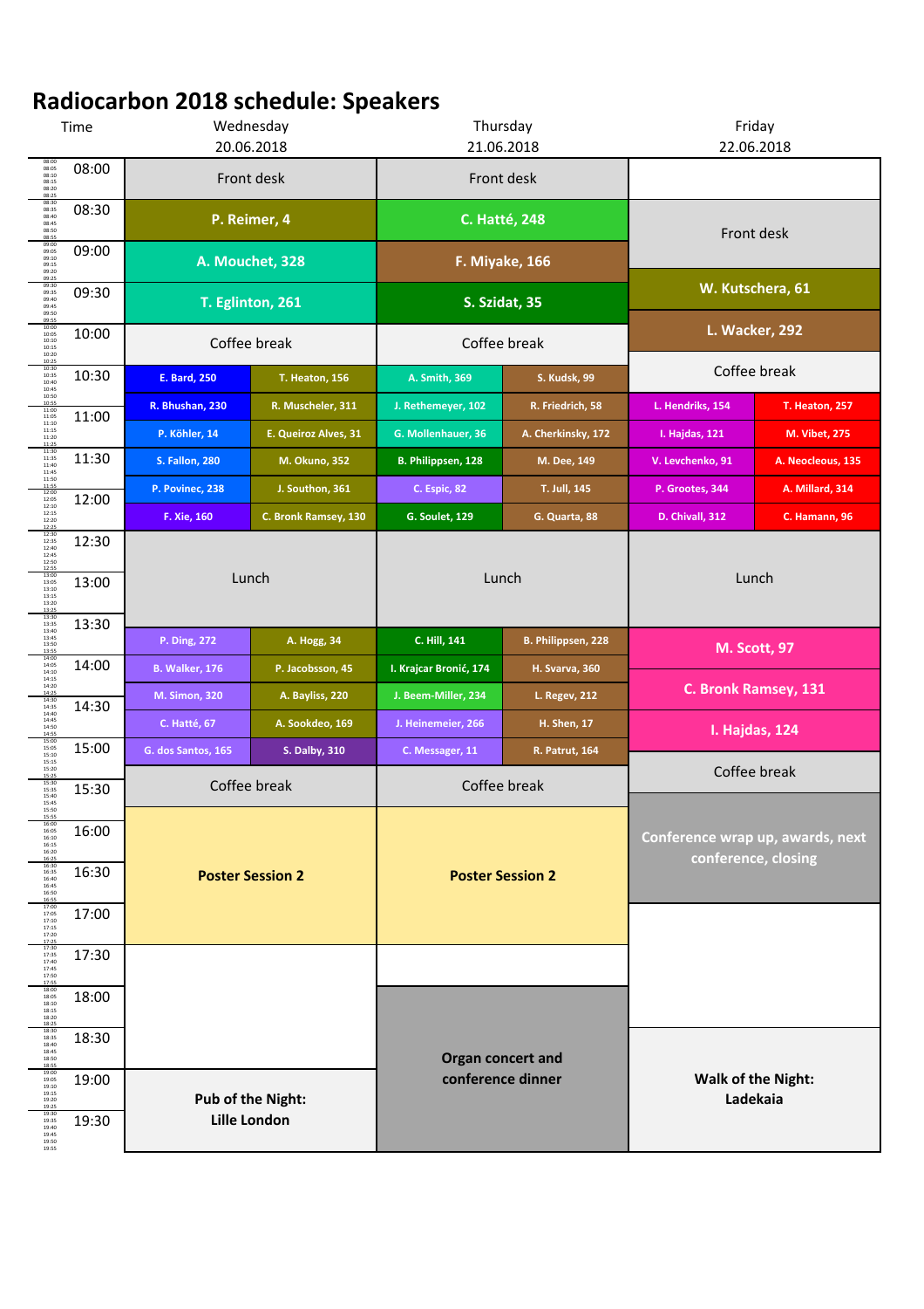# Radiocarbon 2018 schedule: Speakers

| Time | Wednesday 20.06.2018 | | Thursday 21.06.2018 | | Friday 22.06.2018 | |
|---|---|---|---|---|---|---|
| 08:00 | Front desk | | Front desk | | | |
| 08:30 | P. Reimer, 4 | | C. Hatté, 248 | | Front desk | |
| 09:00 | A. Mouchet, 328 | | F. Miyake, 166 | | | |
| 09:30 | T. Eglinton, 261 | | S. Szidat, 35 | | W. Kutschera, 61 | |
| 10:00 | Coffee break | | Coffee break | | L. Wacker, 292 | |
| 10:30 | E. Bard, 250 | T. Heaton, 156 | A. Smith, 369 | S. Kudsk, 99 | Coffee break | |
| | R. Bhushan, 230 | R. Muscheler, 311 | J. Rethemeyer, 102 | R. Friedrich, 58 | L. Hendriks, 154 | T. Heaton, 257 |
| 11:00 | P. Köhler, 14 | E. Queiroz Alves, 31 | G. Mollenhauer, 36 | A. Cherkinsky, 172 | I. Hajdas, 121 | M. Vibet, 275 |
| 11:30 | S. Fallon, 280 | M. Okuno, 352 | B. Philippsen, 128 | M. Dee, 149 | V. Levchenko, 91 | A. Neocleous, 135 |
| | P. Povinec, 238 | J. Southon, 361 | C. Espic, 82 | T. Jull, 145 | P. Grootes, 344 | A. Millard, 314 |
| 12:00 | F. Xie, 160 | C. Bronk Ramsey, 130 | G. Soulet, 129 | G. Quarta, 88 | D. Chivall, 312 | C. Hamann, 96 |
| 12:30 | Lunch | | Lunch | | Lunch | |
| 13:00 | | | | | | |
| 13:30 | P. Ding, 272 | A. Hogg, 34 | C. Hill, 141 | B. Philippsen, 228 | M. Scott, 97 | |
| 14:00 | B. Walker, 176 | P. Jacobsson, 45 | I. Krajcar Bronić, 174 | H. Svarva, 360 | C. Bronk Ramsey, 131 | |
| | M. Simon, 320 | A. Bayliss, 220 | J. Beem-Miller, 234 | L. Regev, 212 | | |
| 14:30 | C. Hatté, 67 | A. Sookdeo, 169 | J. Heinemeier, 266 | H. Shen, 17 | I. Hajdas, 124 | |
| 15:00 | G. dos Santos, 165 | S. Dalby, 310 | C. Messager, 11 | R. Patrut, 164 | Coffee break | |
| 15:30 | Coffee break | | Coffee break | | Conference wrap up, awards, next conference, closing | |
| 16:00 | Poster Session 2 | | Poster Session 2 | | | |
| 16:30 | | | | | | |
| 17:00 | | | | | | |
| 17:30 | | | | | | |
| 18:00 | | | Organ concert and conference dinner | | | |
| 18:30 | | | | | Walk of the Night: Ladekaia | |
| 19:00 | Pub of the Night: Lille London | | | | | |
| 19:30 | | | | | | |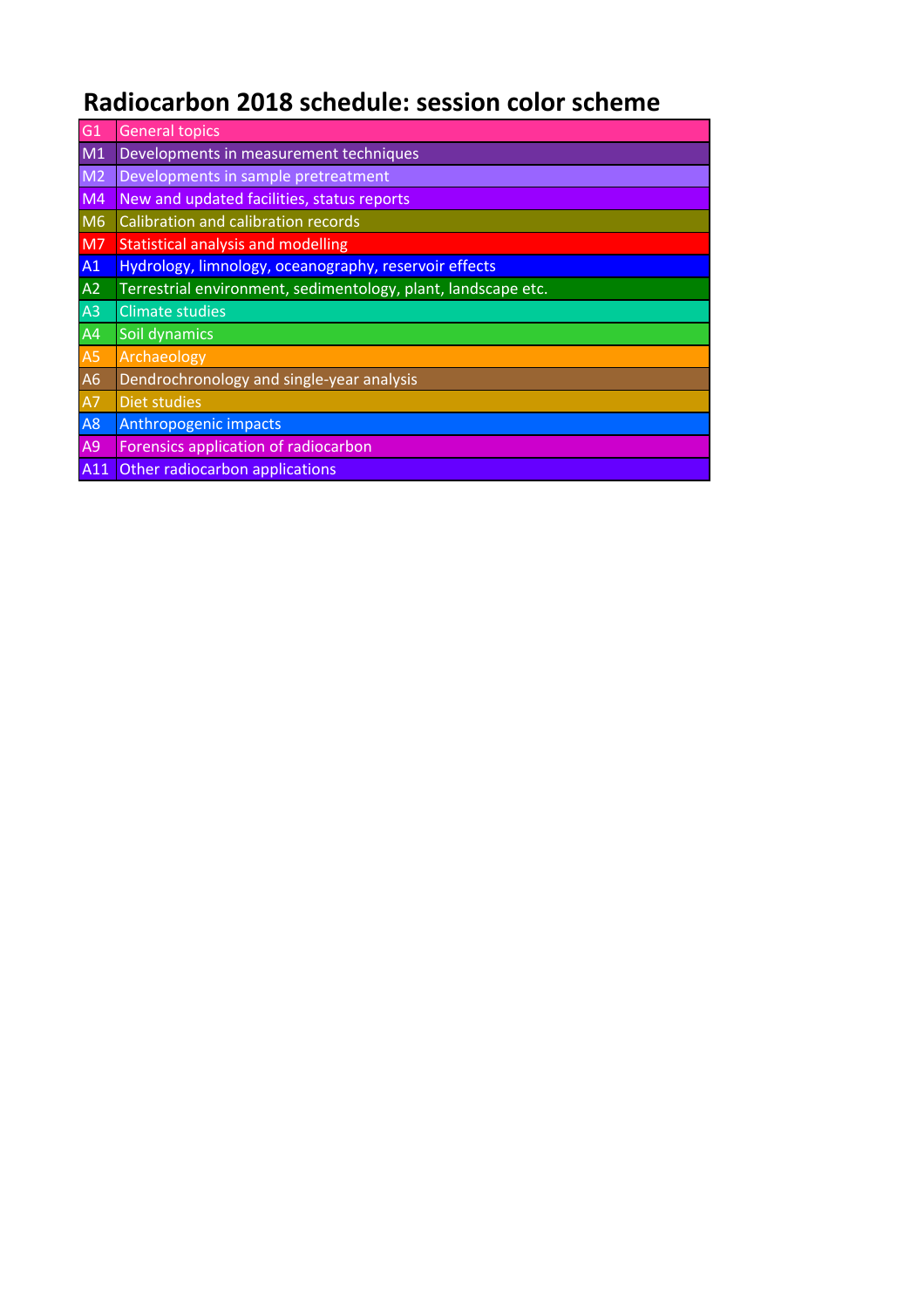# Radiocarbon 2018 schedule: session color scheme

| | |
|---|---|
| G1 | General topics |
| M1 | Developments in measurement techniques |
| M2 | Developments in sample pretreatment |
| M4 | New and updated facilities, status reports |
| M6 | Calibration and calibration records |
| M7 | Statistical analysis and modelling |
| A1 | Hydrology, limnology, oceanography, reservoir effects |
| A2 | Terrestrial environment, sedimentology, plant, landscape etc. |
| A3 | Climate studies |
| A4 | Soil dynamics |
| A5 | Archaeology |
| A6 | Dendrochronology and single-year analysis |
| A7 | Diet studies |
| A8 | Anthropogenic impacts |
| A9 | Forensics application of radiocarbon |
| A11 | Other radiocarbon applications |